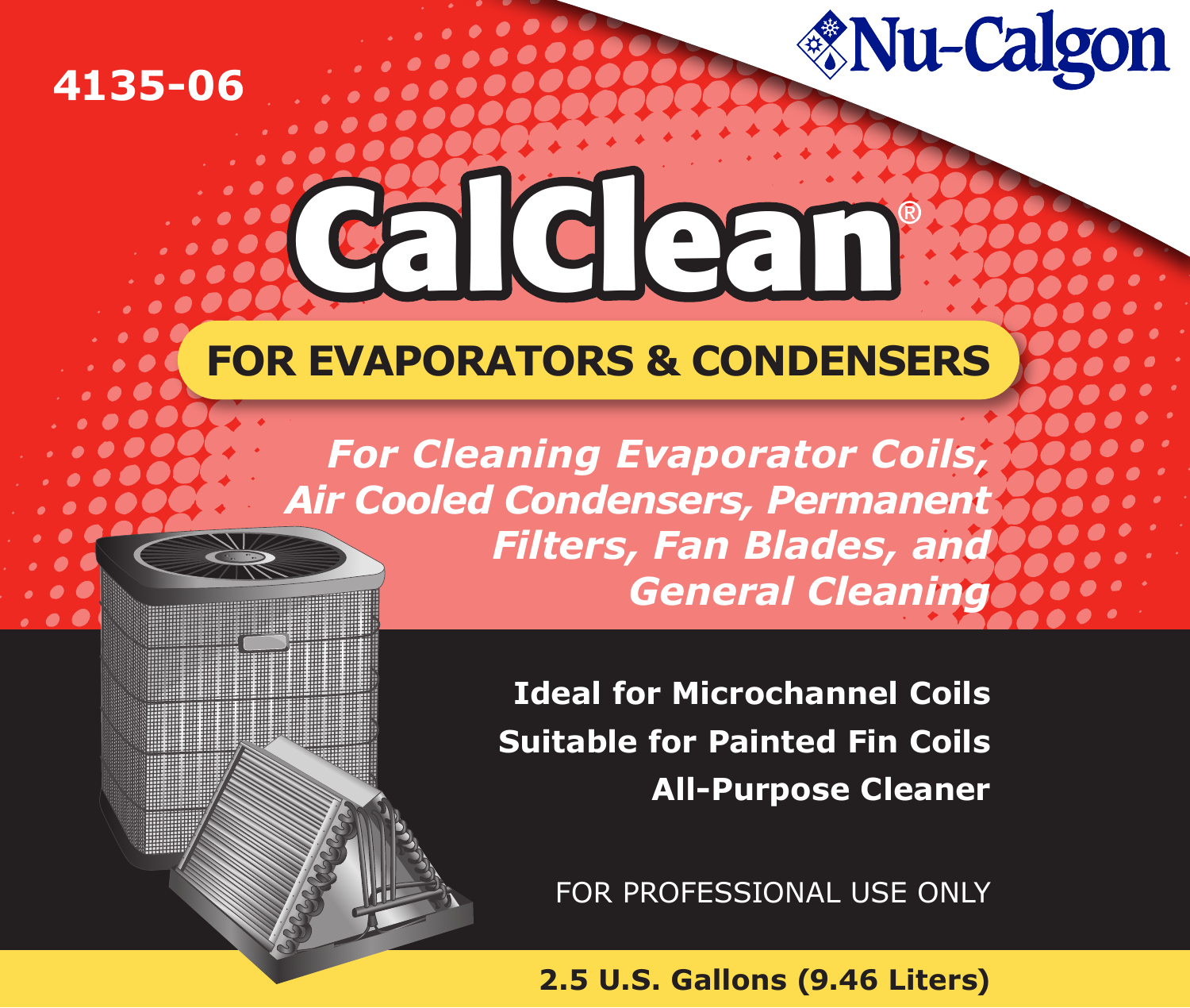4135-06

Nu-Calgon

# CalClean®

## FOR EVAPORATORS & CONDENSERS

*For Cleaning Evaporator Coils, Air Cooled Condensers, Permanent Filters, Fan Blades, and General Cleaning*

**Ideal for Microchannel Coils**

**Suitable for Painted Fin Coils**

**All-Purpose Cleaner**

FOR PROFESSIONAL USE ONLY

**2.5 U.S. Gallons (9.46 Liters)**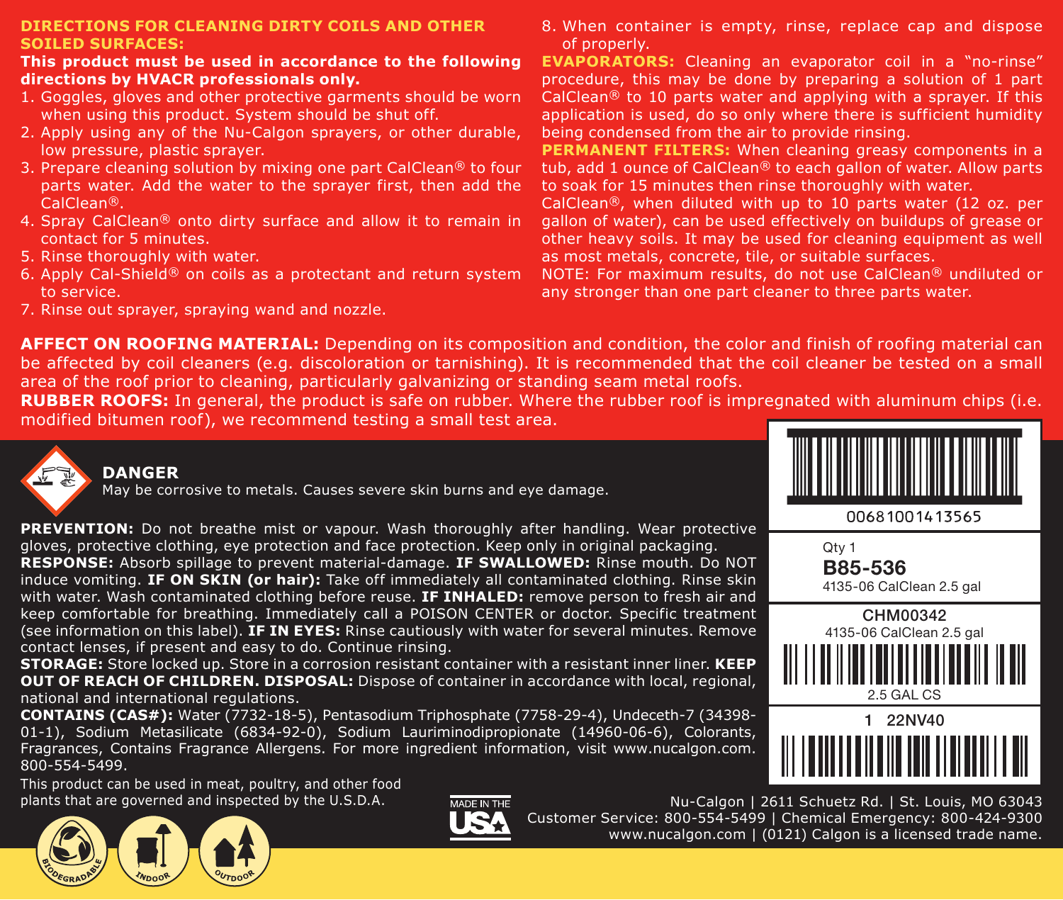**DIRECTIONS FOR CLEANING DIRTY COILS AND OTHER SOILED SURFACES:**

**This product must be used in accordance to the following directions by HVACR professionals only.**

1. Goggles, gloves and other protective garments should be worn when using this product. System should be shut off.
2. Apply using any of the Nu-Calgon sprayers, or other durable, low pressure, plastic sprayer.
3. Prepare cleaning solution by mixing one part CalClean® to four parts water. Add the water to the sprayer first, then add the CalClean®.
4. Spray CalClean® onto dirty surface and allow it to remain in contact for 5 minutes.
5. Rinse thoroughly with water.
6. Apply Cal-Shield® on coils as a protectant and return system to service.
7. Rinse out sprayer, spraying wand and nozzle.
8. When container is empty, rinse, replace cap and dispose of properly.

**EVAPORATORS:** Cleaning an evaporator coil in a "no-rinse" procedure, this may be done by preparing a solution of 1 part CalClean® to 10 parts water and applying with a sprayer. If this application is used, do so only where there is sufficient humidity being condensed from the air to provide rinsing.

**PERMANENT FILTERS:** When cleaning greasy components in a tub, add 1 ounce of CalClean® to each gallon of water. Allow parts to soak for 15 minutes then rinse thoroughly with water.

CalClean®, when diluted with up to 10 parts water (12 oz. per gallon of water), can be used effectively on buildups of grease or other heavy soils. It may be used for cleaning equipment as well as most metals, concrete, tile, or suitable surfaces.

NOTE: For maximum results, do not use CalClean® undiluted or any stronger than one part cleaner to three parts water.

**AFFECT ON ROOFING MATERIAL:** Depending on its composition and condition, the color and finish of roofing material can be affected by coil cleaners (e.g. discoloration or tarnishing). It is recommended that the coil cleaner be tested on a small area of the roof prior to cleaning, particularly galvanizing or standing seam metal roofs.

**RUBBER ROOFS:** In general, the product is safe on rubber. Where the rubber roof is impregnated with aluminum chips (i.e. modified bitumen roof), we recommend testing a small test area.

**DANGER**

May be corrosive to metals. Causes severe skin burns and eye damage.

**PREVENTION:** Do not breathe mist or vapour. Wash thoroughly after handling. Wear protective gloves, protective clothing, eye protection and face protection. Keep only in original packaging.

**RESPONSE:** Absorb spillage to prevent material-damage. **IF SWALLOWED:** Rinse mouth. Do NOT induce vomiting. **IF ON SKIN (or hair):** Take off immediately all contaminated clothing. Rinse skin with water. Wash contaminated clothing before reuse. **IF INHALED:** remove person to fresh air and keep comfortable for breathing. Immediately call a POISON CENTER or doctor. Specific treatment (see information on this label). **IF IN EYES:** Rinse cautiously with water for several minutes. Remove contact lenses, if present and easy to do. Continue rinsing.

**STORAGE:** Store locked up. Store in a corrosion resistant container with a resistant inner liner. **KEEP OUT OF REACH OF CHILDREN. DISPOSAL:** Dispose of container in accordance with local, regional, national and international regulations.

**CONTAINS (CAS#):** Water (7732-18-5), Pentasodium Triphosphate (7758-29-4), Undeceth-7 (34398-01-1), Sodium Metasilicate (6834-92-0), Sodium Lauriminodipropionate (14960-06-6), Colorants, Fragrances, Contains Fragrance Allergens. For more ingredient information, visit www.nucalgon.com. 800-554-5499.

This product can be used in meat, poultry, and other food plants that are governed and inspected by the U.S.D.A.

BIODEGRADABLE INDOOR OUTDOOR

00681001413565

Qty 1
**B85-536**
4135-06 CalClean 2.5 gal

CHM00342
4135-06 CalClean 2.5 gal
2.5 GAL CS

1 22NV40

MADE IN THE USA

Nu-Calgon | 2611 Schuetz Rd. | St. Louis, MO 63043
Customer Service: 800-554-5499 | Chemical Emergency: 800-424-9300
www.nucalgon.com | (0121) Calgon is a licensed trade name.